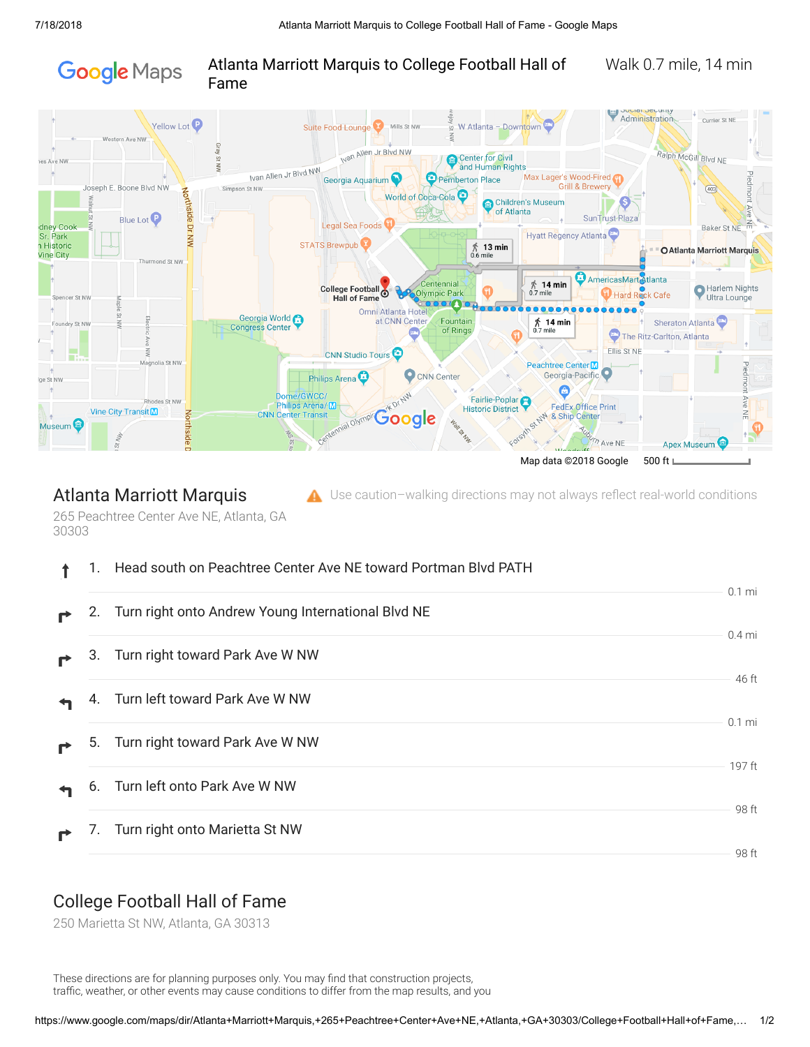# Atlanta Marriott Marquis to College Football Hall of Fame

Walk 0.7 mile, 14 min

Map data ©2018 Google 500 ft

## Atlanta Marriott Marquis

265 Peachtree Center Ave NE, Atlanta, GA 30303

⚠ Use caution–walking directions may not always reflect real-world conditions

1. Head south on Peachtree Center Ave NE toward Portman Blvd PATH

   0.1 mi

2. Turn right onto Andrew Young International Blvd NE

   0.4 mi

3. Turn right toward Park Ave W NW

   46 ft

4. Turn left toward Park Ave W NW

   0.1 mi

5. Turn right toward Park Ave W NW

   197 ft

6. Turn left onto Park Ave W NW

   98 ft

7. Turn right onto Marietta St NW

   98 ft

## College Football Hall of Fame

250 Marietta St NW, Atlanta, GA 30313

These directions are for planning purposes only. You may find that construction projects, traffic, weather, or other events may cause conditions to differ from the map results, and you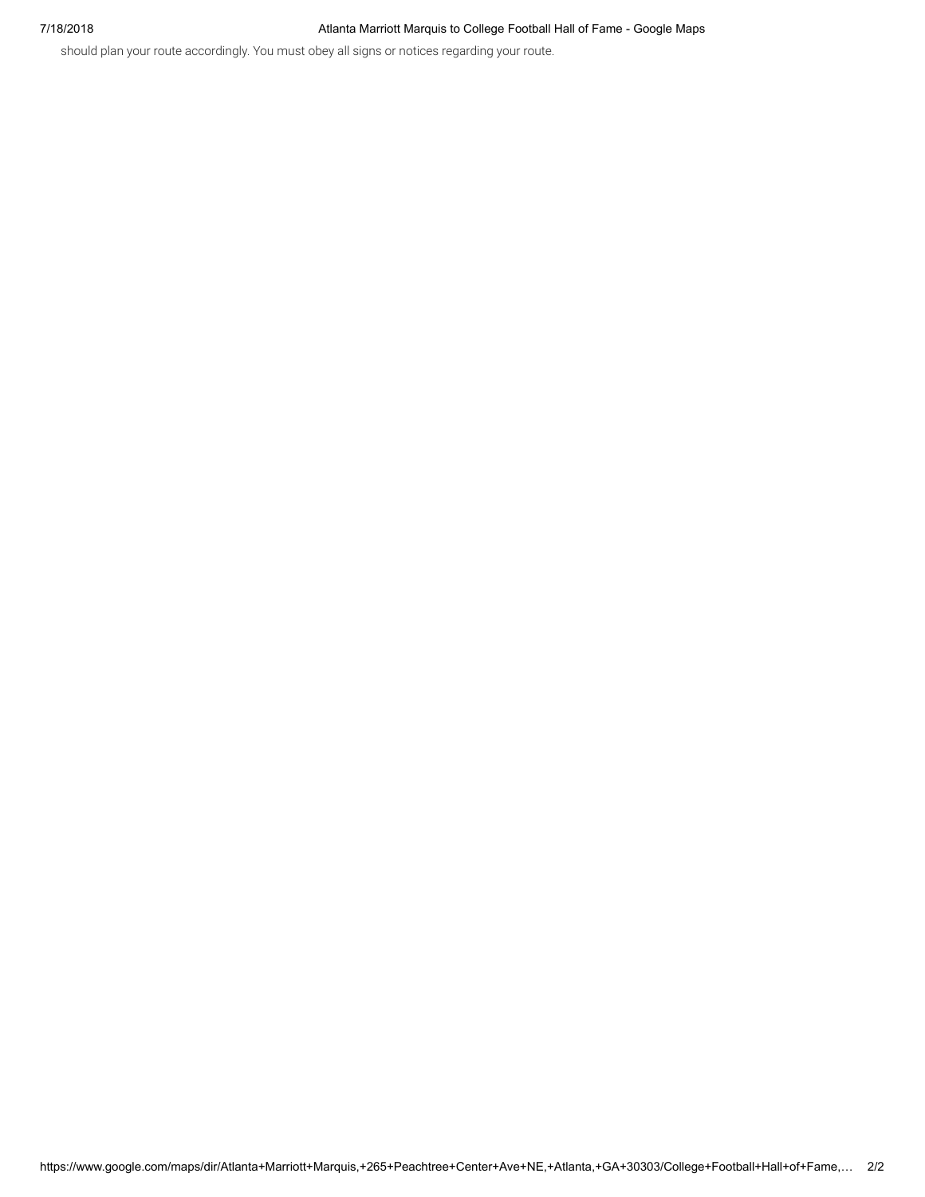should plan your route accordingly. You must obey all signs or notices regarding your route.